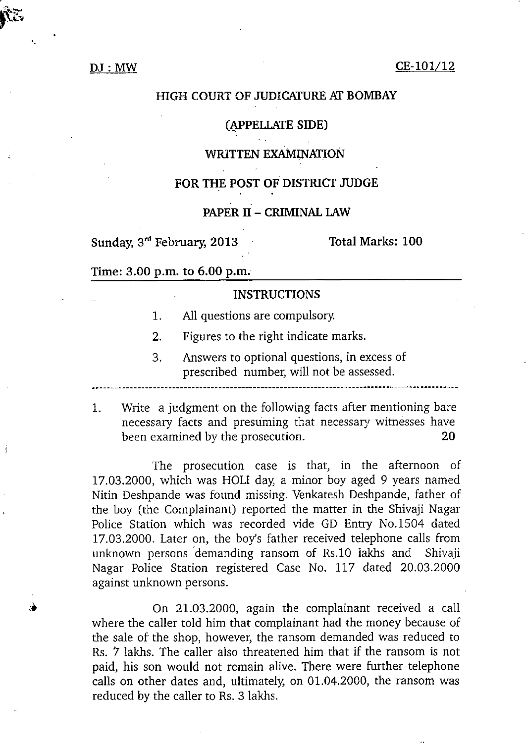DJ : MW CE-101/12

# HIGH COURT OF JUDICATURE AT BOMBAY

## (APPELLATE SIDE)

## WRITTEN EXAMINATION

## FOR THE POST OF DISTRICT JUDGE

## PAPER II – CRIMINAL LAW

Sunday, 3rd February, 2013 Total Marks: 100

Time: 3.00 p.m. to 6.00 p.m.

**INSTRUCTIONS**

1. All questions are compulsory.
2. Figures to the right indicate marks.
3. Answers to optional questions, in excess of prescribed number, will not be assessed.

---

1. Write a judgment on the following facts after mentioning bare necessary facts and presuming that necessary witnesses have been examined by the prosecution. **20**

The prosecution case is that, in the afternoon of 17.03.2000, which was HOLI day, a minor boy aged 9 years named Nitin Deshpande was found missing. Venkatesh Deshpande, father of the boy (the Complainant) reported the matter in the Shivaji Nagar Police Station which was recorded vide GD Entry No.1504 dated 17.03.2000. Later on, the boy's father received telephone calls from unknown persons demanding ransom of Rs.10 lakhs and Shivaji Nagar Police Station registered Case No. 117 dated 20.03.2000 against unknown persons.

On 21.03.2000, again the complainant received a call where the caller told him that complainant had the money because of the sale of the shop, however, the ransom demanded was reduced to Rs. 7 lakhs. The caller also threatened him that if the ransom is not paid, his son would not remain alive. There were further telephone calls on other dates and, ultimately, on 01.04.2000, the ransom was reduced by the caller to Rs. 3 lakhs.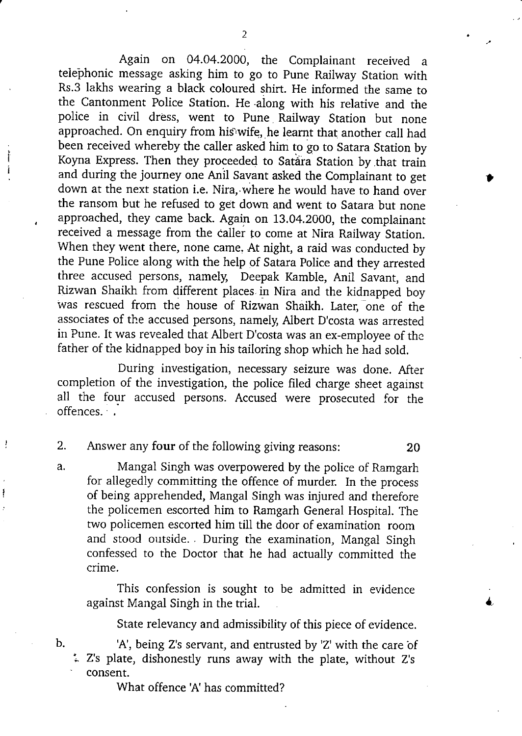Again on 04.04.2000, the Complainant received a telephonic message asking him to go to Pune Railway Station with Rs.3 lakhs wearing a black coloured shirt. He informed the same to the Cantonment Police Station. He along with his relative and the police in civil dress, went to Pune Railway Station but none approached. On enquiry from his wife, he learnt that another call had been received whereby the caller asked him to go to Satara Station by Koyna Express. Then they proceeded to Satara Station by that train and during the journey one Anil Savant asked the Complainant to get down at the next station i.e. Nira, where he would have to hand over the ransom but he refused to get down and went to Satara but none approached, they came back. Again on 13.04.2000, the complainant received a message from the caller to come at Nira Railway Station. When they went there, none came. At night, a raid was conducted by the Pune Police along with the help of Satara Police and they arrested three accused persons, namely, Deepak Kamble, Anil Savant, and Rizwan Shaikh from different places in Nira and the kidnapped boy was rescued from the house of Rizwan Shaikh. Later, one of the associates of the accused persons, namely, Albert D'costa was arrested in Pune. It was revealed that Albert D'costa was an ex-employee of the father of the kidnapped boy in his tailoring shop which he had sold.

During investigation, necessary seizure was done. After completion of the investigation, the police filed charge sheet against all the four accused persons. Accused were prosecuted for the offences.

2. Answer any **four** of the following giving reasons: 20

a. Mangal Singh was overpowered by the police of Ramgarh for allegedly committing the offence of murder. In the process of being apprehended, Mangal Singh was injured and therefore the policemen escorted him to Ramgarh General Hospital. The two policemen escorted him till the door of examination room and stood outside. During the examination, Mangal Singh confessed to the Doctor that he had actually committed the crime.

This confession is sought to be admitted in evidence against Mangal Singh in the trial.

State relevancy and admissibility of this piece of evidence.

b. 'A', being Z's servant, and entrusted by 'Z' with the care of Z's plate, dishonestly runs away with the plate, without Z's consent.

What offence 'A' has committed?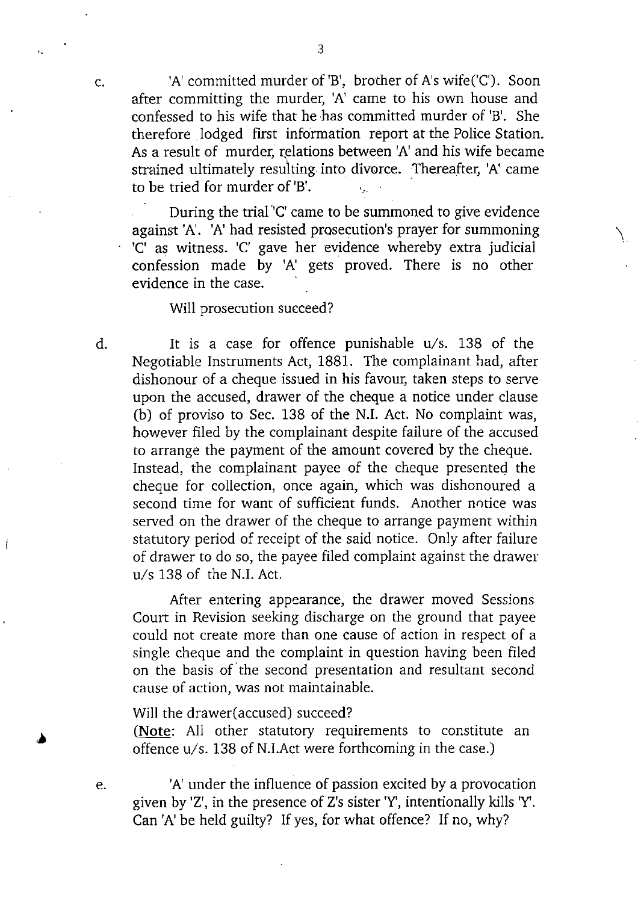c. 'A' committed murder of 'B', brother of A's wife('C'). Soon after committing the murder, 'A' came to his own house and confessed to his wife that he has committed murder of 'B'. She therefore lodged first information report at the Police Station. As a result of murder, relations between 'A' and his wife became strained ultimately resulting into divorce. Thereafter, 'A' came to be tried for murder of 'B'.

During the trial 'C' came to be summoned to give evidence against 'A'. 'A' had resisted prosecution's prayer for summoning 'C' as witness. 'C' gave her evidence whereby extra judicial confession made by 'A' gets proved. There is no other evidence in the case.

Will prosecution succeed?

d. It is a case for offence punishable u/s. 138 of the Negotiable Instruments Act, 1881. The complainant had, after dishonour of a cheque issued in his favour, taken steps to serve upon the accused, drawer of the cheque a notice under clause (b) of proviso to Sec. 138 of the N.I. Act. No complaint was, however filed by the complainant despite failure of the accused to arrange the payment of the amount covered by the cheque. Instead, the complainant payee of the cheque presented the cheque for collection, once again, which was dishonoured a second time for want of sufficient funds. Another notice was served on the drawer of the cheque to arrange payment within statutory period of receipt of the said notice. Only after failure of drawer to do so, the payee filed complaint against the drawer u/s 138 of the N.I. Act.

After entering appearance, the drawer moved Sessions Court in Revision seeking discharge on the ground that payee could not create more than one cause of action in respect of a single cheque and the complaint in question having been filed on the basis of the second presentation and resultant second cause of action, was not maintainable.

Will the drawer(accused) succeed?

(**Note**: All other statutory requirements to constitute an offence u/s. 138 of N.I.Act were forthcoming in the case.)

e. 'A' under the influence of passion excited by a provocation given by 'Z', in the presence of Z's sister 'Y', intentionally kills 'Y'. Can 'A' be held guilty? If yes, for what offence? If no, why?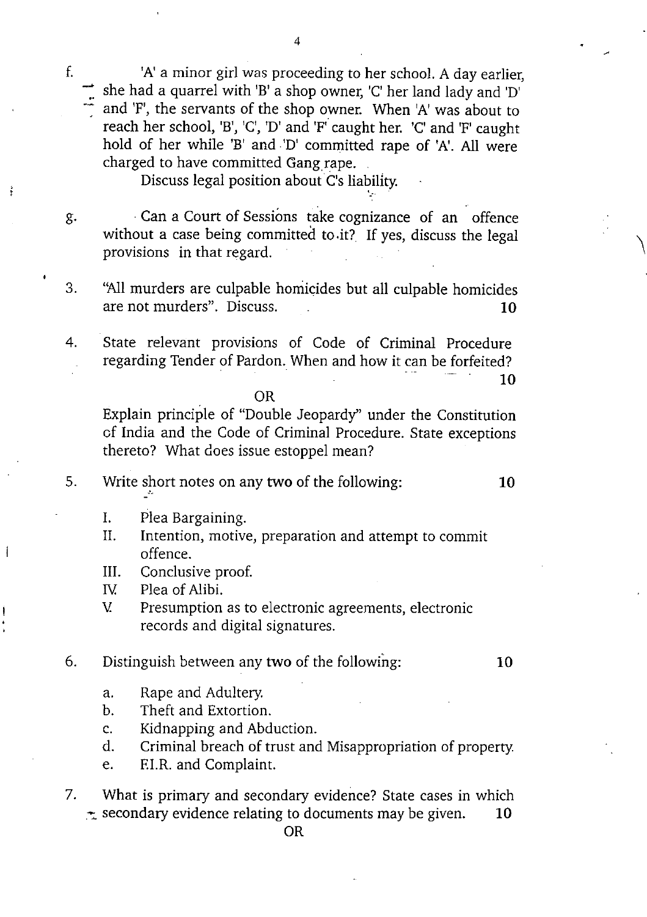f. 'A' a minor girl was proceeding to her school. A day earlier, she had a quarrel with 'B' a shop owner, 'C' her land lady and 'D' and 'F', the servants of the shop owner. When 'A' was about to reach her school, 'B', 'C', 'D' and 'F' caught her. 'C' and 'F' caught hold of her while 'B' and 'D' committed rape of 'A'. All were charged to have committed Gang rape.

   Discuss legal position about C's liability.

g. Can a Court of Sessions take cognizance of an offence without a case being committed to it? If yes, discuss the legal provisions in that regard.

3. "All murders are culpable homicides but all culpable homicides are not murders". Discuss. **10**

4. State relevant provisions of Code of Criminal Procedure regarding Tender of Pardon. When and how it can be forfeited? **10**

   OR

   Explain principle of "Double Jeopardy" under the Constitution of India and the Code of Criminal Procedure. State exceptions thereto? What does issue estoppel mean?

5. Write short notes on any **two** of the following: **10**

   I. Plea Bargaining.
   II. Intention, motive, preparation and attempt to commit offence.
   III. Conclusive proof.
   IV. Plea of Alibi.
   V. Presumption as to electronic agreements, electronic records and digital signatures.

6. Distinguish between any **two** of the following: **10**

   a. Rape and Adultery.
   b. Theft and Extortion.
   c. Kidnapping and Abduction.
   d. Criminal breach of trust and Misappropriation of property.
   e. F.I.R. and Complaint.

7. What is primary and secondary evidence? State cases in which secondary evidence relating to documents may be given. **10**

   OR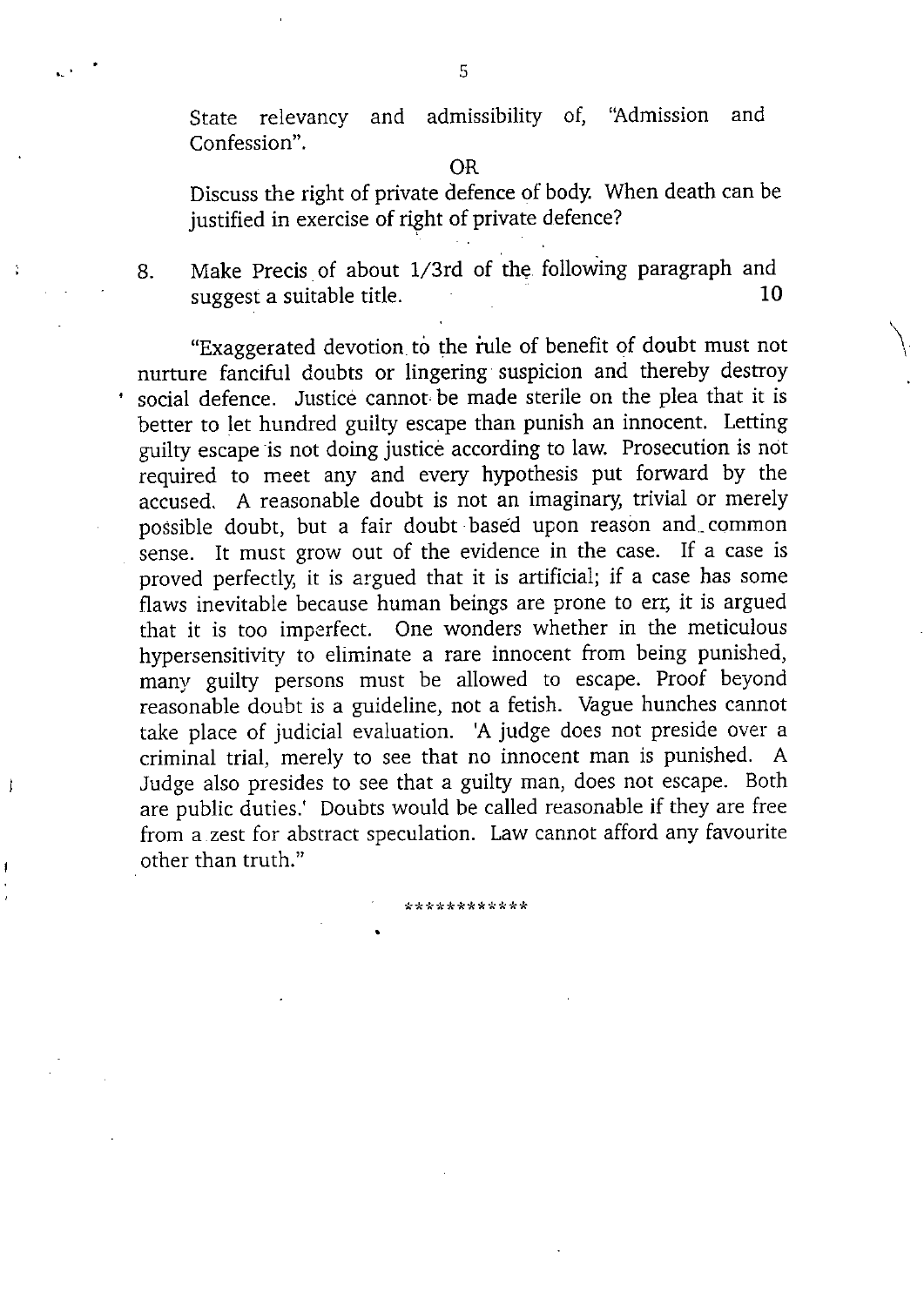State relevancy and admissibility of, "Admission and Confession".

OR

Discuss the right of private defence of body. When death can be justified in exercise of right of private defence?

8. Make Precis of about 1/3rd of the following paragraph and suggest a suitable title. **10**

"Exaggerated devotion to the rule of benefit of doubt must not nurture fanciful doubts or lingering suspicion and thereby destroy social defence. Justice cannot be made sterile on the plea that it is better to let hundred guilty escape than punish an innocent. Letting guilty escape is not doing justice according to law. Prosecution is not required to meet any and every hypothesis put forward by the accused. A reasonable doubt is not an imaginary, trivial or merely possible doubt, but a fair doubt based upon reason and common sense. It must grow out of the evidence in the case. If a case is proved perfectly, it is argued that it is artificial; if a case has some flaws inevitable because human beings are prone to err, it is argued that it is too imperfect. One wonders whether in the meticulous hypersensitivity to eliminate a rare innocent from being punished, many guilty persons must be allowed to escape. Proof beyond reasonable doubt is a guideline, not a fetish. Vague hunches cannot take place of judicial evaluation. 'A judge does not preside over a criminal trial, merely to see that no innocent man is punished. A Judge also presides to see that a guilty man, does not escape. Both are public duties.' Doubts would be called reasonable if they are free from a zest for abstract speculation. Law cannot afford any favourite other than truth."

************